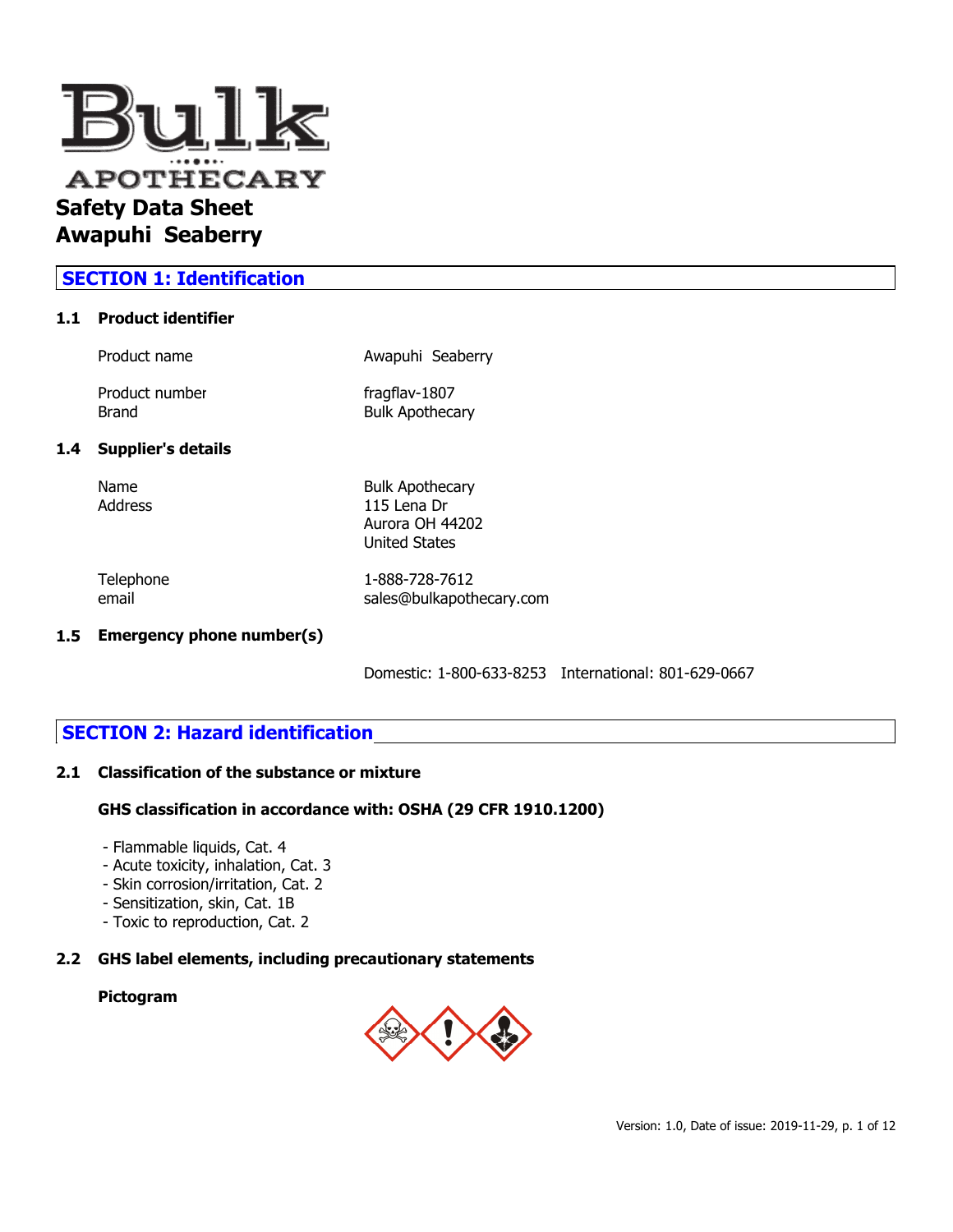# Bulk APOTHECARY

# Safety Data Sheet
# Awapuhi  Seaberry

## SECTION 1: Identification

### 1.1 Product identifier

| | |
|---|---|
| Product name | Awapuhi  Seaberry |
| Product number | fragflav-1807 |
| Brand | Bulk Apothecary |

### 1.4 Supplier's details

| | |
|---|---|
| Name | Bulk Apothecary |
| Address | 115 Lena Dr<br>Aurora OH 44202<br>United States |
| Telephone | 1-888-728-7612 |
| email | sales@bulkapothecary.com |

### 1.5 Emergency phone number(s)

Domestic: 1-800-633-8253    International: 801-629-0667

## SECTION 2: Hazard identification

### 2.1 Classification of the substance or mixture

**GHS classification in accordance with: OSHA (29 CFR 1910.1200)**

- Flammable liquids, Cat. 4
- Acute toxicity, inhalation, Cat. 3
- Skin corrosion/irritation, Cat. 2
- Sensitization, skin, Cat. 1B
- Toxic to reproduction, Cat. 2

### 2.2 GHS label elements, including precautionary statements

**Pictogram**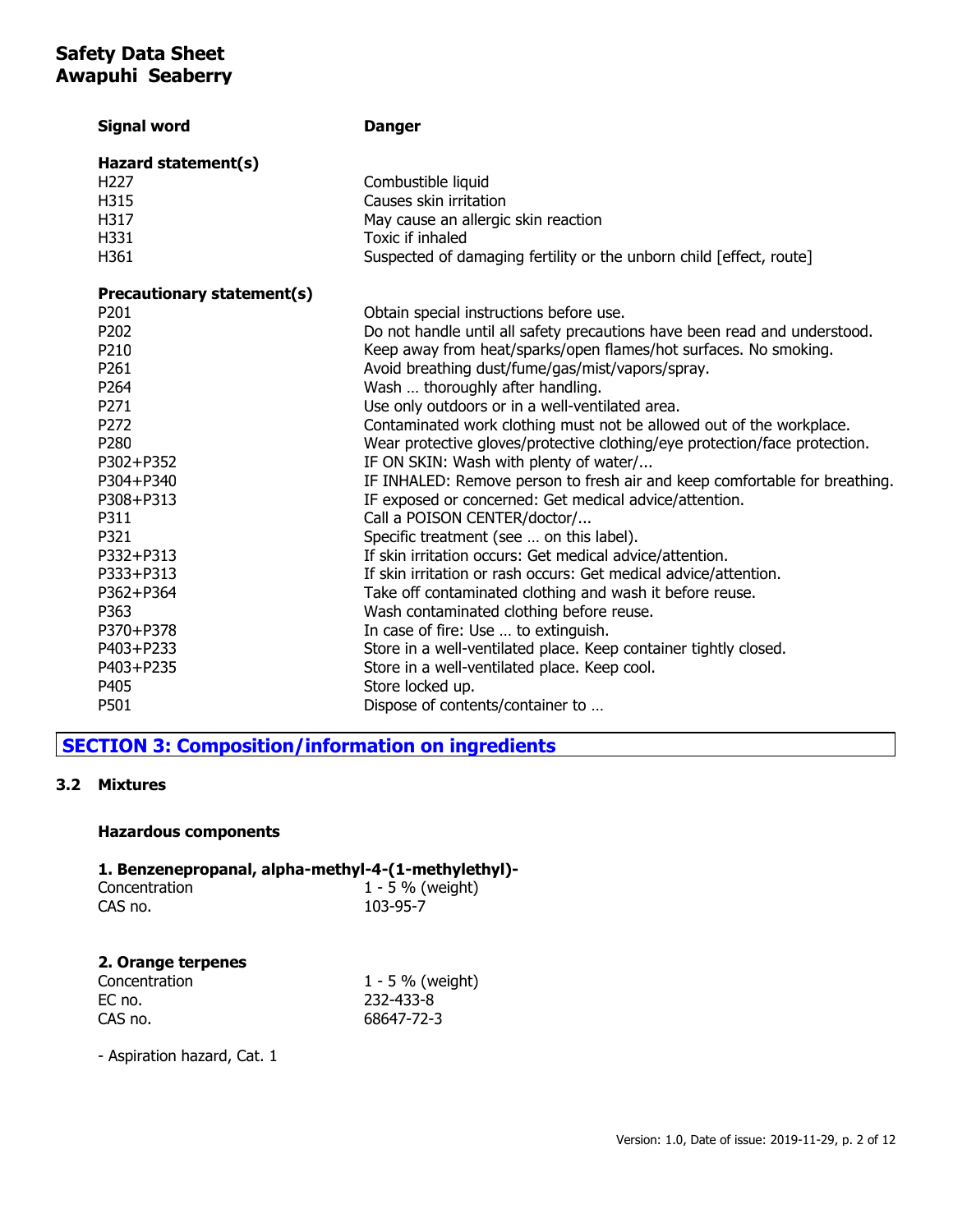| | |
|---|---|
| **Signal word** | **Danger** |

**Hazard statement(s)**

| | |
|---|---|
| H227 | Combustible liquid |
| H315 | Causes skin irritation |
| H317 | May cause an allergic skin reaction |
| H331 | Toxic if inhaled |
| H361 | Suspected of damaging fertility or the unborn child [effect, route] |

**Precautionary statement(s)**

| | |
|---|---|
| P201 | Obtain special instructions before use. |
| P202 | Do not handle until all safety precautions have been read and understood. |
| P210 | Keep away from heat/sparks/open flames/hot surfaces. No smoking. |
| P261 | Avoid breathing dust/fume/gas/mist/vapors/spray. |
| P264 | Wash … thoroughly after handling. |
| P271 | Use only outdoors or in a well-ventilated area. |
| P272 | Contaminated work clothing must not be allowed out of the workplace. |
| P280 | Wear protective gloves/protective clothing/eye protection/face protection. |
| P302+P352 | IF ON SKIN: Wash with plenty of water/... |
| P304+P340 | IF INHALED: Remove person to fresh air and keep comfortable for breathing. |
| P308+P313 | IF exposed or concerned: Get medical advice/attention. |
| P311 | Call a POISON CENTER/doctor/... |
| P321 | Specific treatment (see … on this label). |
| P332+P313 | If skin irritation occurs: Get medical advice/attention. |
| P333+P313 | If skin irritation or rash occurs: Get medical advice/attention. |
| P362+P364 | Take off contaminated clothing and wash it before reuse. |
| P363 | Wash contaminated clothing before reuse. |
| P370+P378 | In case of fire: Use … to extinguish. |
| P403+P233 | Store in a well-ventilated place. Keep container tightly closed. |
| P403+P235 | Store in a well-ventilated place. Keep cool. |
| P405 | Store locked up. |
| P501 | Dispose of contents/container to … |

## SECTION 3: Composition/information on ingredients

### 3.2 Mixtures

**Hazardous components**

**1. Benzenepropanal, alpha-methyl-4-(1-methylethyl)-**

| | |
|---|---|
| Concentration | 1 - 5 % (weight) |
| CAS no. | 103-95-7 |

**2. Orange terpenes**

| | |
|---|---|
| Concentration | 1 - 5 % (weight) |
| EC no. | 232-433-8 |
| CAS no. | 68647-72-3 |

- Aspiration hazard, Cat. 1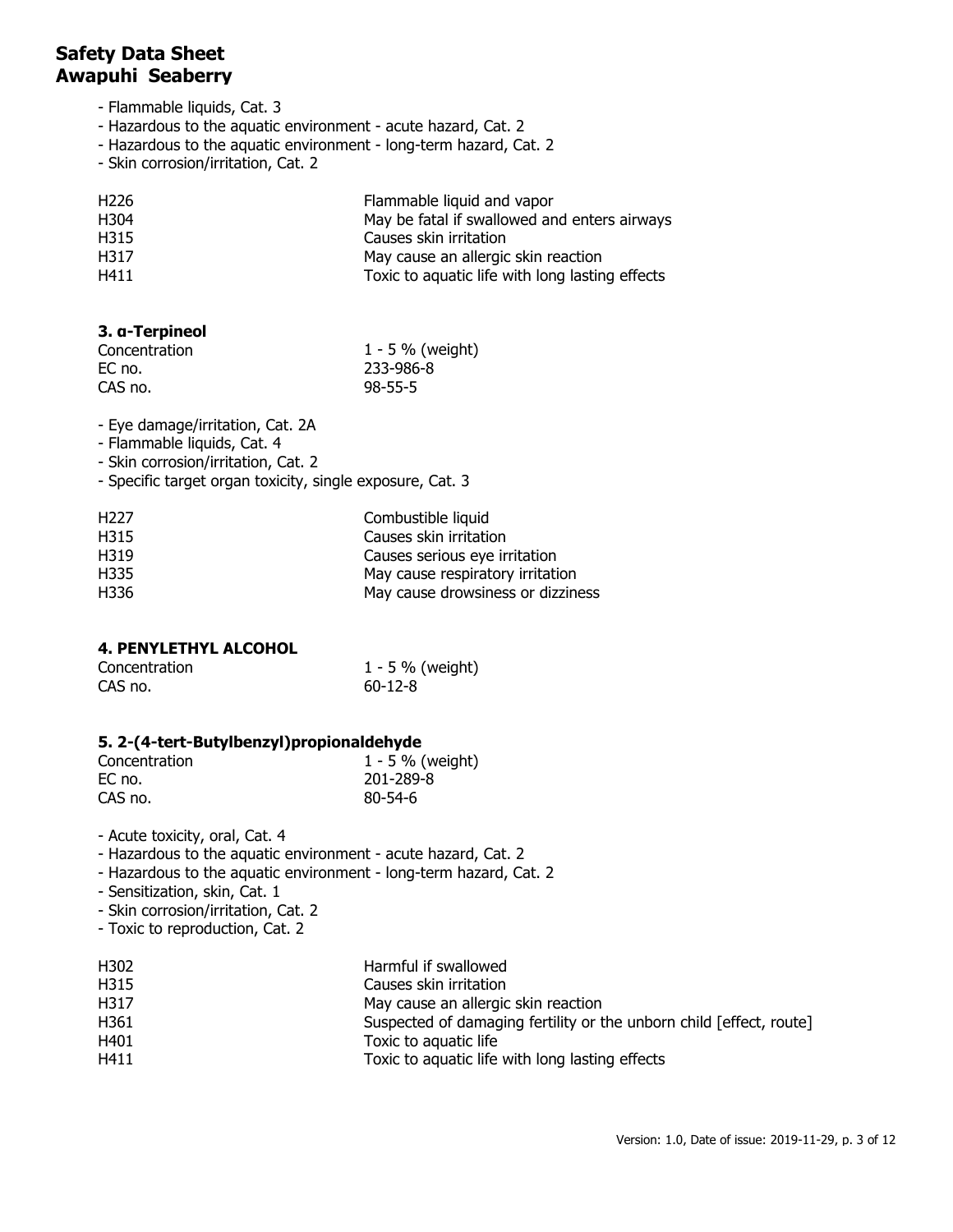- Flammable liquids, Cat. 3
- Hazardous to the aquatic environment - acute hazard, Cat. 2
- Hazardous to the aquatic environment - long-term hazard, Cat. 2
- Skin corrosion/irritation, Cat. 2

| | |
|---|---|
| H226 | Flammable liquid and vapor |
| H304 | May be fatal if swallowed and enters airways |
| H315 | Causes skin irritation |
| H317 | May cause an allergic skin reaction |
| H411 | Toxic to aquatic life with long lasting effects |

### 3. α-Terpineol

| | |
|---|---|
| Concentration | 1 - 5 % (weight) |
| EC no. | 233-986-8 |
| CAS no. | 98-55-5 |

- Eye damage/irritation, Cat. 2A
- Flammable liquids, Cat. 4
- Skin corrosion/irritation, Cat. 2
- Specific target organ toxicity, single exposure, Cat. 3

| | |
|---|---|
| H227 | Combustible liquid |
| H315 | Causes skin irritation |
| H319 | Causes serious eye irritation |
| H335 | May cause respiratory irritation |
| H336 | May cause drowsiness or dizziness |

### 4. PENYLETHYL ALCOHOL

| | |
|---|---|
| Concentration | 1 - 5 % (weight) |
| CAS no. | 60-12-8 |

### 5. 2-(4-tert-Butylbenzyl)propionaldehyde

| | |
|---|---|
| Concentration | 1 - 5 % (weight) |
| EC no. | 201-289-8 |
| CAS no. | 80-54-6 |

- Acute toxicity, oral, Cat. 4
- Hazardous to the aquatic environment - acute hazard, Cat. 2
- Hazardous to the aquatic environment - long-term hazard, Cat. 2
- Sensitization, skin, Cat. 1
- Skin corrosion/irritation, Cat. 2
- Toxic to reproduction, Cat. 2

| | |
|---|---|
| H302 | Harmful if swallowed |
| H315 | Causes skin irritation |
| H317 | May cause an allergic skin reaction |
| H361 | Suspected of damaging fertility or the unborn child [effect, route] |
| H401 | Toxic to aquatic life |
| H411 | Toxic to aquatic life with long lasting effects |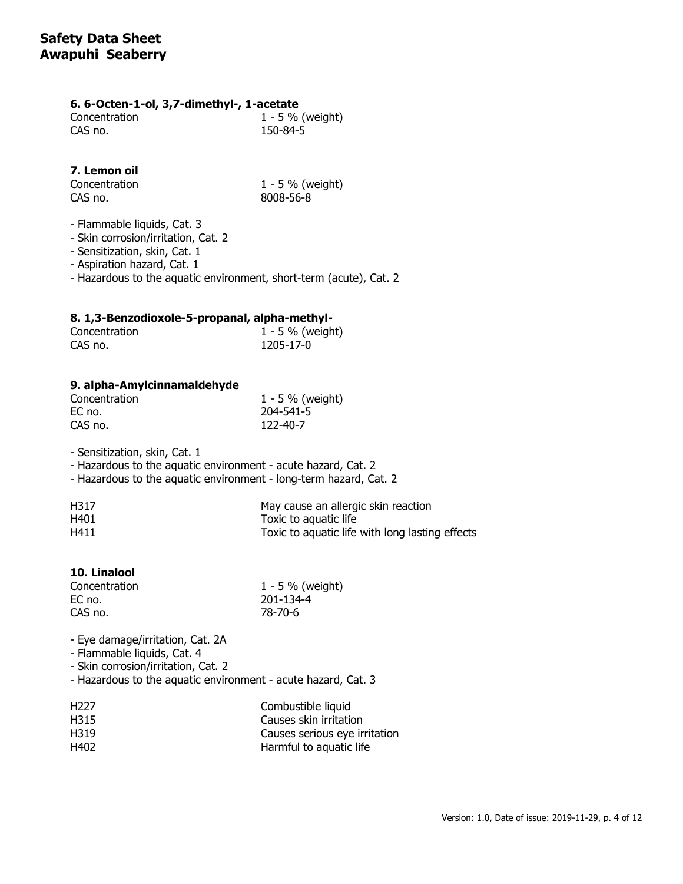### 6. 6-Octen-1-ol, 3,7-dimethyl-, 1-acetate

| | |
|---|---|
| Concentration | 1 - 5 % (weight) |
| CAS no. | 150-84-5 |

### 7. Lemon oil

| | |
|---|---|
| Concentration | 1 - 5 % (weight) |
| CAS no. | 8008-56-8 |

- Flammable liquids, Cat. 3
- Skin corrosion/irritation, Cat. 2
- Sensitization, skin, Cat. 1
- Aspiration hazard, Cat. 1
- Hazardous to the aquatic environment, short-term (acute), Cat. 2

### 8. 1,3-Benzodioxole-5-propanal, alpha-methyl-

| | |
|---|---|
| Concentration | 1 - 5 % (weight) |
| CAS no. | 1205-17-0 |

### 9. alpha-Amylcinnamaldehyde

| | |
|---|---|
| Concentration | 1 - 5 % (weight) |
| EC no. | 204-541-5 |
| CAS no. | 122-40-7 |

- Sensitization, skin, Cat. 1
- Hazardous to the aquatic environment - acute hazard, Cat. 2
- Hazardous to the aquatic environment - long-term hazard, Cat. 2

| | |
|---|---|
| H317 | May cause an allergic skin reaction |
| H401 | Toxic to aquatic life |
| H411 | Toxic to aquatic life with long lasting effects |

### 10. Linalool

| | |
|---|---|
| Concentration | 1 - 5 % (weight) |
| EC no. | 201-134-4 |
| CAS no. | 78-70-6 |

- Eye damage/irritation, Cat. 2A
- Flammable liquids, Cat. 4
- Skin corrosion/irritation, Cat. 2
- Hazardous to the aquatic environment - acute hazard, Cat. 3

| | |
|---|---|
| H227 | Combustible liquid |
| H315 | Causes skin irritation |
| H319 | Causes serious eye irritation |
| H402 | Harmful to aquatic life |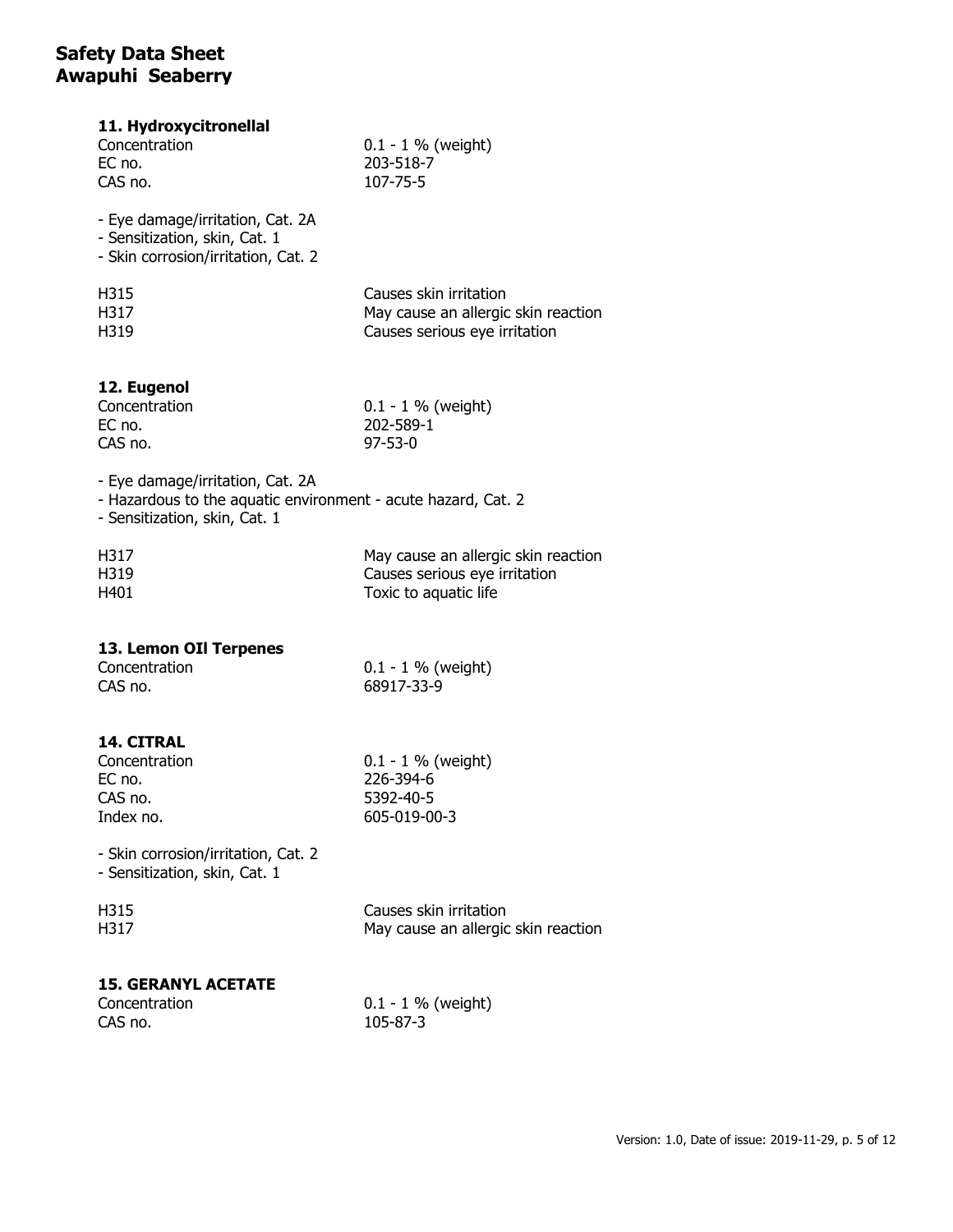### 11. Hydroxycitronellal

| | |
|---|---|
| Concentration | 0.1 - 1 % (weight) |
| EC no. | 203-518-7 |
| CAS no. | 107-75-5 |

- Eye damage/irritation, Cat. 2A
- Sensitization, skin, Cat. 1
- Skin corrosion/irritation, Cat. 2

| | |
|---|---|
| H315 | Causes skin irritation |
| H317 | May cause an allergic skin reaction |
| H319 | Causes serious eye irritation |

### 12. Eugenol

| | |
|---|---|
| Concentration | 0.1 - 1 % (weight) |
| EC no. | 202-589-1 |
| CAS no. | 97-53-0 |

- Eye damage/irritation, Cat. 2A
- Hazardous to the aquatic environment - acute hazard, Cat. 2
- Sensitization, skin, Cat. 1

| | |
|---|---|
| H317 | May cause an allergic skin reaction |
| H319 | Causes serious eye irritation |
| H401 | Toxic to aquatic life |

### 13. Lemon OIl Terpenes

| | |
|---|---|
| Concentration | 0.1 - 1 % (weight) |
| CAS no. | 68917-33-9 |

### 14. CITRAL

| | |
|---|---|
| Concentration | 0.1 - 1 % (weight) |
| EC no. | 226-394-6 |
| CAS no. | 5392-40-5 |
| Index no. | 605-019-00-3 |

- Skin corrosion/irritation, Cat. 2
- Sensitization, skin, Cat. 1

| | |
|---|---|
| H315 | Causes skin irritation |
| H317 | May cause an allergic skin reaction |

### 15. GERANYL ACETATE

| | |
|---|---|
| Concentration | 0.1 - 1 % (weight) |
| CAS no. | 105-87-3 |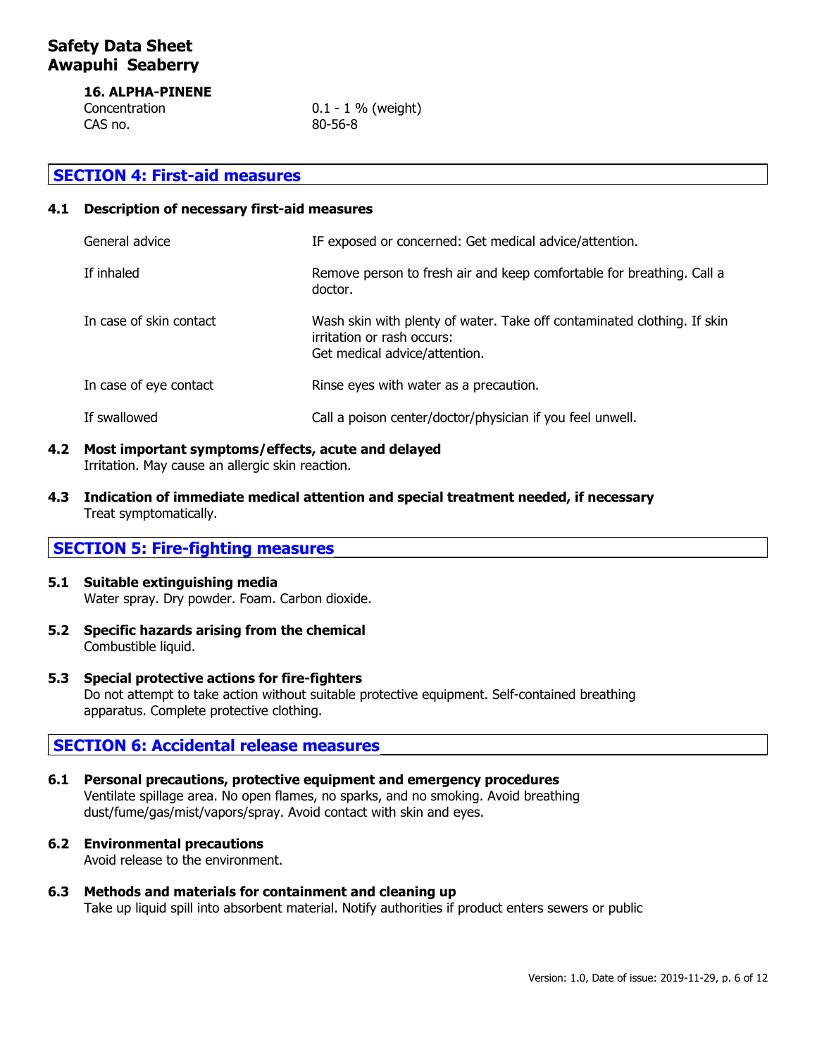#### 16. ALPHA-PINENE

| | |
|---|---|
| Concentration | 0.1 - 1 % (weight) |
| CAS no. | 80-56-8 |

## SECTION 4: First-aid measures

### 4.1 Description of necessary first-aid measures

| | |
|---|---|
| General advice | IF exposed or concerned: Get medical advice/attention. |
| If inhaled | Remove person to fresh air and keep comfortable for breathing. Call a doctor. |
| In case of skin contact | Wash skin with plenty of water. Take off contaminated clothing. If skin irritation or rash occurs: Get medical advice/attention. |
| In case of eye contact | Rinse eyes with water as a precaution. |
| If swallowed | Call a poison center/doctor/physician if you feel unwell. |

### 4.2 Most important symptoms/effects, acute and delayed

Irritation. May cause an allergic skin reaction.

### 4.3 Indication of immediate medical attention and special treatment needed, if necessary

Treat symptomatically.

## SECTION 5: Fire-fighting measures

### 5.1 Suitable extinguishing media

Water spray. Dry powder. Foam. Carbon dioxide.

### 5.2 Specific hazards arising from the chemical

Combustible liquid.

### 5.3 Special protective actions for fire-fighters

Do not attempt to take action without suitable protective equipment. Self-contained breathing apparatus. Complete protective clothing.

## SECTION 6: Accidental release measures

### 6.1 Personal precautions, protective equipment and emergency procedures

Ventilate spillage area. No open flames, no sparks, and no smoking. Avoid breathing dust/fume/gas/mist/vapors/spray. Avoid contact with skin and eyes.

### 6.2 Environmental precautions

Avoid release to the environment.

### 6.3 Methods and materials for containment and cleaning up

Take up liquid spill into absorbent material. Notify authorities if product enters sewers or public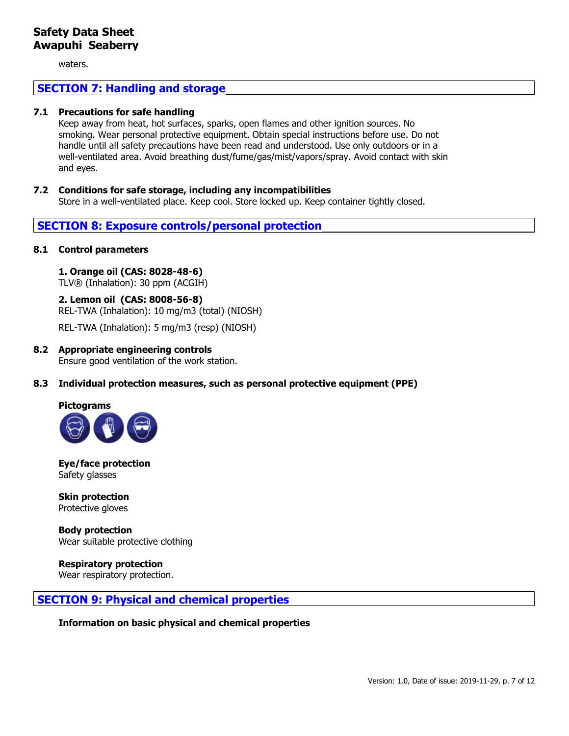waters.

## SECTION 7: Handling and storage

### 7.1 Precautions for safe handling

Keep away from heat, hot surfaces, sparks, open flames and other ignition sources. No smoking. Wear personal protective equipment. Obtain special instructions before use. Do not handle until all safety precautions have been read and understood. Use only outdoors or in a well-ventilated area. Avoid breathing dust/fume/gas/mist/vapors/spray. Avoid contact with skin and eyes.

### 7.2 Conditions for safe storage, including any incompatibilities

Store in a well-ventilated place. Keep cool. Store locked up. Keep container tightly closed.

## SECTION 8: Exposure controls/personal protection

### 8.1 Control parameters

**1. Orange oil (CAS: 8028-48-6)**
TLV® (Inhalation): 30 ppm (ACGIH)

**2. Lemon oil (CAS: 8008-56-8)**
REL-TWA (Inhalation): 10 mg/m3 (total) (NIOSH)

REL-TWA (Inhalation): 5 mg/m3 (resp) (NIOSH)

### 8.2 Appropriate engineering controls

Ensure good ventilation of the work station.

### 8.3 Individual protection measures, such as personal protective equipment (PPE)

**Pictograms**

**Eye/face protection**
Safety glasses

**Skin protection**
Protective gloves

**Body protection**
Wear suitable protective clothing

**Respiratory protection**
Wear respiratory protection.

## SECTION 9: Physical and chemical properties

**Information on basic physical and chemical properties**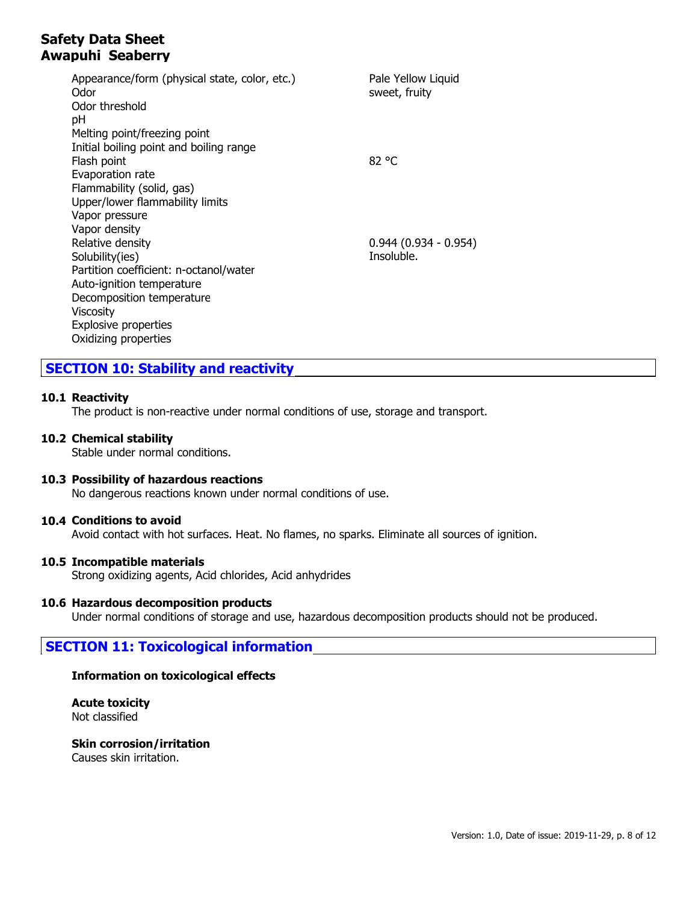| | |
|---|---|
| Appearance/form (physical state, color, etc.) | Pale Yellow Liquid |
| Odor | sweet, fruity |
| Odor threshold | |
| pH | |
| Melting point/freezing point | |
| Initial boiling point and boiling range | |
| Flash point | 82 °C |
| Evaporation rate | |
| Flammability (solid, gas) | |
| Upper/lower flammability limits | |
| Vapor pressure | |
| Vapor density | |
| Relative density | 0.944 (0.934 - 0.954) |
| Solubility(ies) | Insoluble. |
| Partition coefficient: n-octanol/water | |
| Auto-ignition temperature | |
| Decomposition temperature | |
| Viscosity | |
| Explosive properties | |
| Oxidizing properties | |

## SECTION 10: Stability and reactivity

### 10.1 Reactivity

The product is non-reactive under normal conditions of use, storage and transport.

### 10.2 Chemical stability

Stable under normal conditions.

### 10.3 Possibility of hazardous reactions

No dangerous reactions known under normal conditions of use.

### 10.4 Conditions to avoid

Avoid contact with hot surfaces. Heat. No flames, no sparks. Eliminate all sources of ignition.

### 10.5 Incompatible materials

Strong oxidizing agents, Acid chlorides, Acid anhydrides

### 10.6 Hazardous decomposition products

Under normal conditions of storage and use, hazardous decomposition products should not be produced.

## SECTION 11: Toxicological information

**Information on toxicological effects**

**Acute toxicity**
Not classified

**Skin corrosion/irritation**
Causes skin irritation.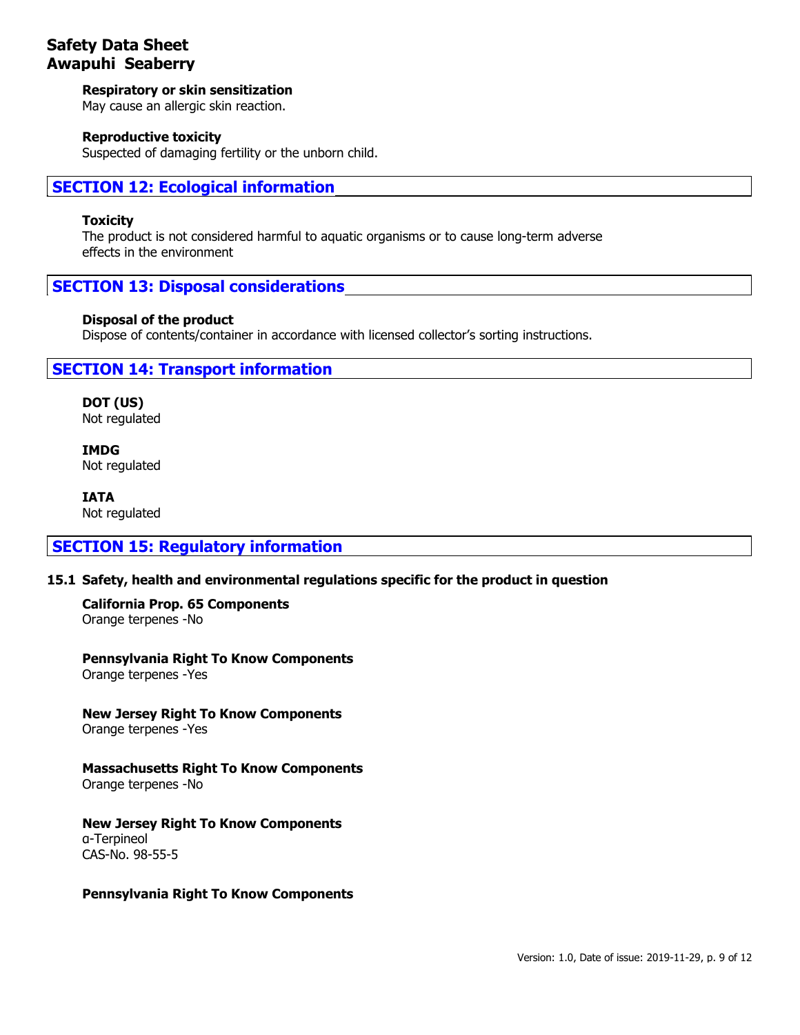**Respiratory or skin sensitization**
May cause an allergic skin reaction.

**Reproductive toxicity**
Suspected of damaging fertility or the unborn child.

## SECTION 12: Ecological information

**Toxicity**
The product is not considered harmful to aquatic organisms or to cause long-term adverse effects in the environment

## SECTION 13: Disposal considerations

**Disposal of the product**
Dispose of contents/container in accordance with licensed collector's sorting instructions.

## SECTION 14: Transport information

**DOT (US)**
Not regulated

**IMDG**
Not regulated

**IATA**
Not regulated

## SECTION 15: Regulatory information

### 15.1 Safety, health and environmental regulations specific for the product in question

**California Prop. 65 Components**
Orange terpenes -No

**Pennsylvania Right To Know Components**
Orange terpenes -Yes

**New Jersey Right To Know Components**
Orange terpenes -Yes

**Massachusetts Right To Know Components**
Orange terpenes -No

**New Jersey Right To Know Components**
α-Terpineol
CAS-No. 98-55-5

**Pennsylvania Right To Know Components**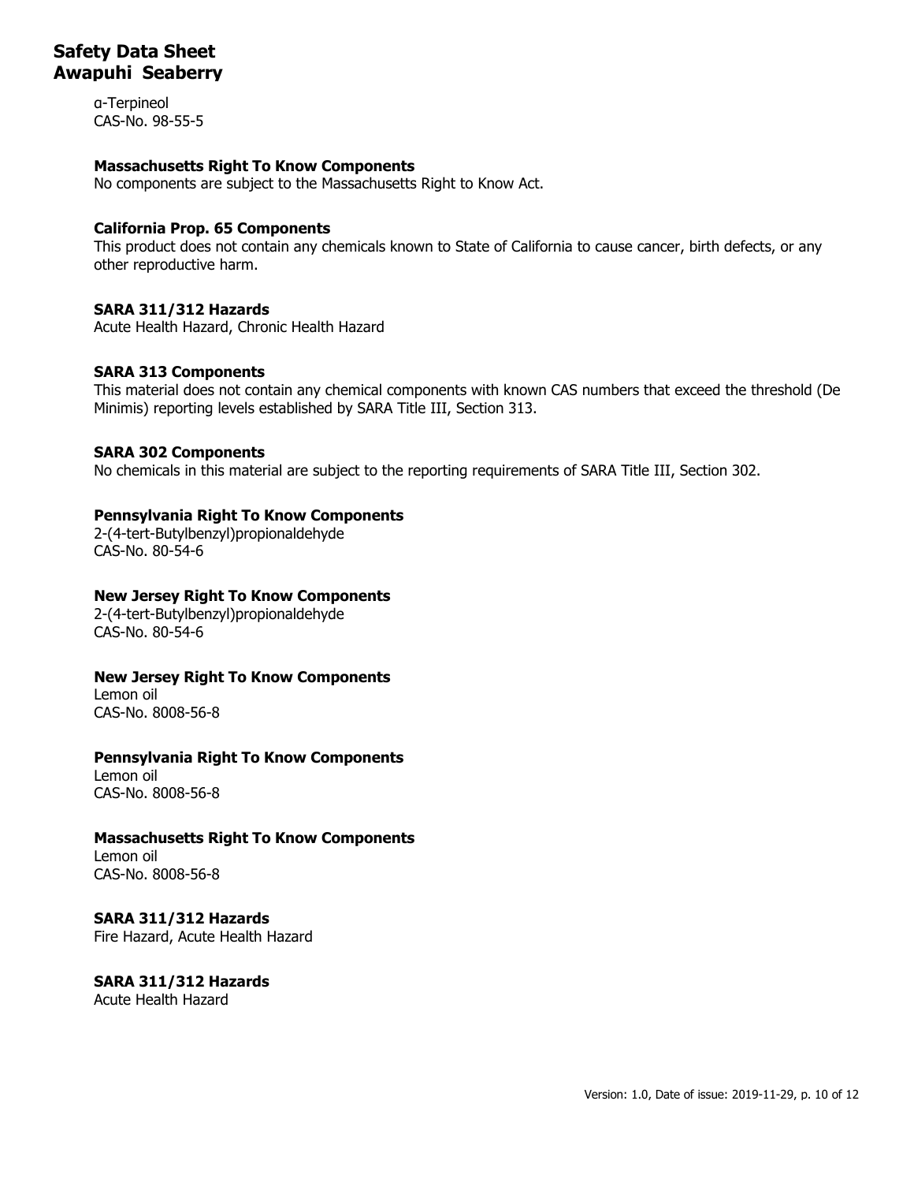α-Terpineol
CAS-No. 98-55-5

**Massachusetts Right To Know Components**

No components are subject to the Massachusetts Right to Know Act.

**California Prop. 65 Components**

This product does not contain any chemicals known to State of California to cause cancer, birth defects, or any other reproductive harm.

**SARA 311/312 Hazards**

Acute Health Hazard, Chronic Health Hazard

**SARA 313 Components**

This material does not contain any chemical components with known CAS numbers that exceed the threshold (De Minimis) reporting levels established by SARA Title III, Section 313.

**SARA 302 Components**

No chemicals in this material are subject to the reporting requirements of SARA Title III, Section 302.

**Pennsylvania Right To Know Components**

2-(4-tert-Butylbenzyl)propionaldehyde
CAS-No. 80-54-6

**New Jersey Right To Know Components**

2-(4-tert-Butylbenzyl)propionaldehyde
CAS-No. 80-54-6

**New Jersey Right To Know Components**

Lemon oil
CAS-No. 8008-56-8

**Pennsylvania Right To Know Components**

Lemon oil
CAS-No. 8008-56-8

**Massachusetts Right To Know Components**

Lemon oil
CAS-No. 8008-56-8

**SARA 311/312 Hazards**

Fire Hazard, Acute Health Hazard

**SARA 311/312 Hazards**

Acute Health Hazard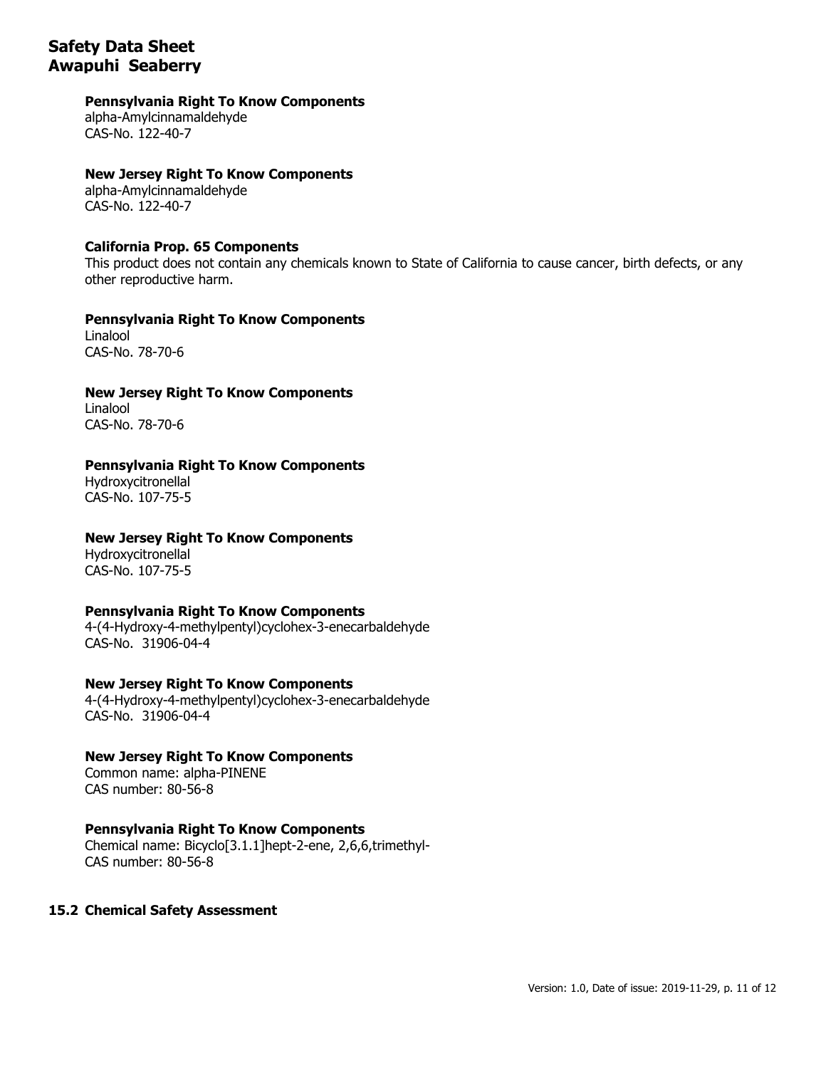**Pennsylvania Right To Know Components**

alpha-Amylcinnamaldehyde
CAS-No. 122-40-7

**New Jersey Right To Know Components**

alpha-Amylcinnamaldehyde
CAS-No. 122-40-7

**California Prop. 65 Components**

This product does not contain any chemicals known to State of California to cause cancer, birth defects, or any other reproductive harm.

**Pennsylvania Right To Know Components**

Linalool
CAS-No. 78-70-6

**New Jersey Right To Know Components**

Linalool
CAS-No. 78-70-6

**Pennsylvania Right To Know Components**

Hydroxycitronellal
CAS-No. 107-75-5

**New Jersey Right To Know Components**

Hydroxycitronellal
CAS-No. 107-75-5

**Pennsylvania Right To Know Components**

4-(4-Hydroxy-4-methylpentyl)cyclohex-3-enecarbaldehyde
CAS-No. 31906-04-4

**New Jersey Right To Know Components**

4-(4-Hydroxy-4-methylpentyl)cyclohex-3-enecarbaldehyde
CAS-No. 31906-04-4

**New Jersey Right To Know Components**

Common name: alpha-PINENE
CAS number: 80-56-8

**Pennsylvania Right To Know Components**

Chemical name: Bicyclo[3.1.1]hept-2-ene, 2,6,6,trimethyl-
CAS number: 80-56-8

### 15.2 Chemical Safety Assessment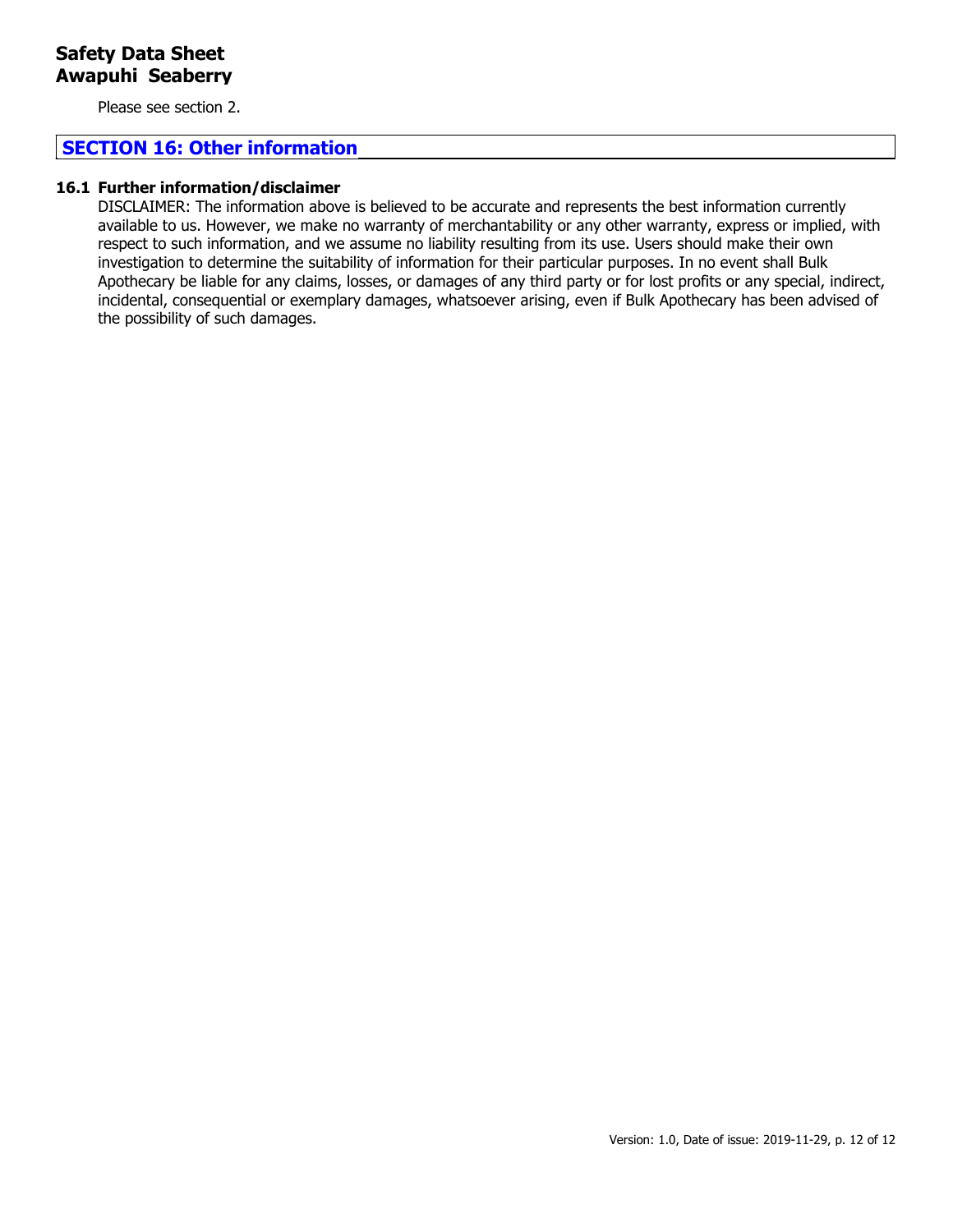Please see section 2.

## SECTION 16: Other information

### 16.1 Further information/disclaimer

DISCLAIMER: The information above is believed to be accurate and represents the best information currently available to us. However, we make no warranty of merchantability or any other warranty, express or implied, with respect to such information, and we assume no liability resulting from its use. Users should make their own investigation to determine the suitability of information for their particular purposes. In no event shall Bulk Apothecary be liable for any claims, losses, or damages of any third party or for lost profits or any special, indirect, incidental, consequential or exemplary damages, whatsoever arising, even if Bulk Apothecary has been advised of the possibility of such damages.